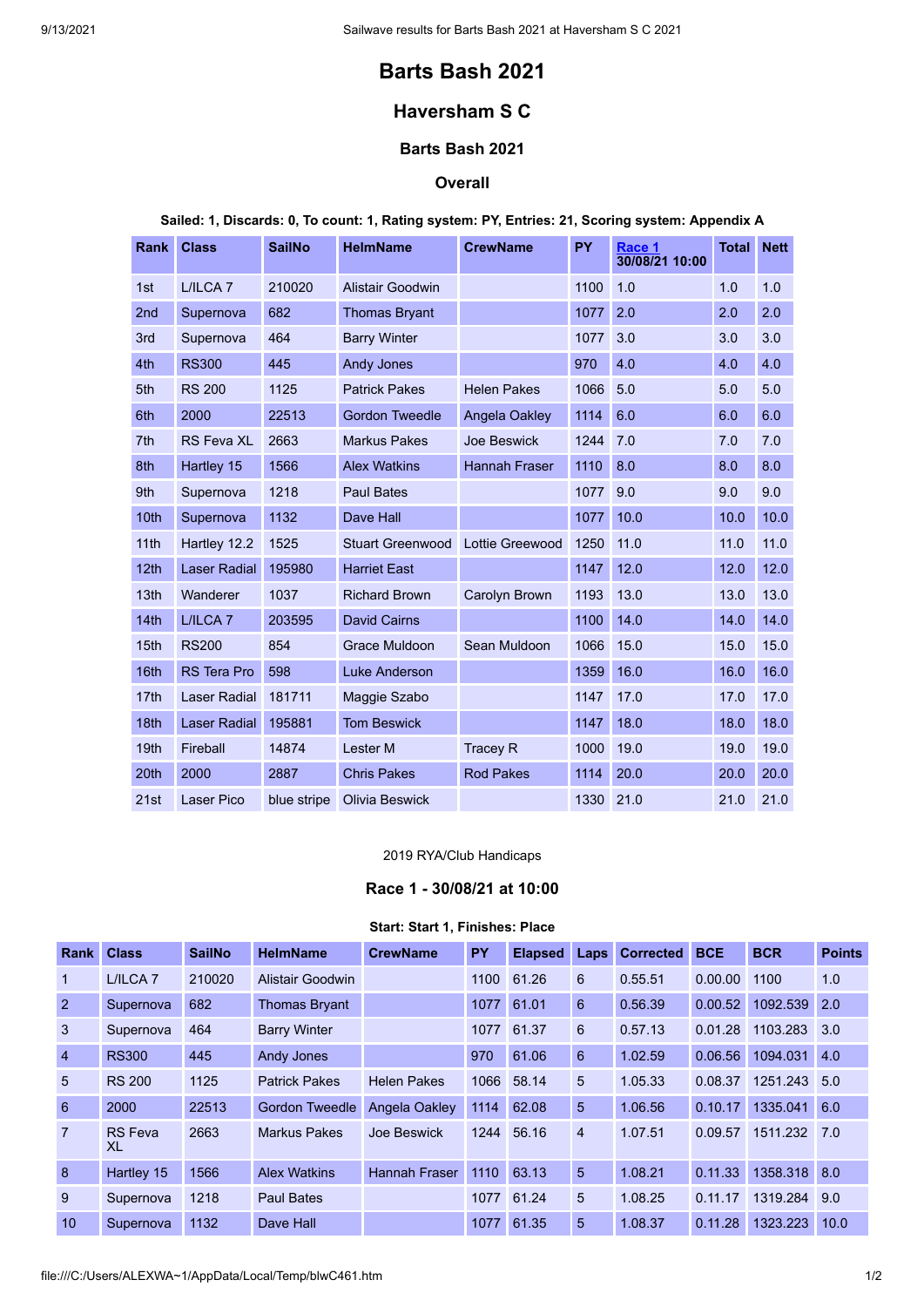# Barts Bash 2021

## Haversham S C

### Barts Bash 2021

### Overall

**Sailed: 1, Discards: 0, To count: 1, Rating system: PY, Entries: 21, Scoring system: Appendix A**

| Rank | Class | SailNo | HelmName | CrewName | PY | Race 1 30/08/21 10:00 | Total | Nett |
|---|---|---|---|---|---|---|---|---|
| 1st | L/ILCA 7 | 210020 | Alistair Goodwin | | 1100 | 1.0 | 1.0 | 1.0 |
| 2nd | Supernova | 682 | Thomas Bryant | | 1077 | 2.0 | 2.0 | 2.0 |
| 3rd | Supernova | 464 | Barry Winter | | 1077 | 3.0 | 3.0 | 3.0 |
| 4th | RS300 | 445 | Andy Jones | | 970 | 4.0 | 4.0 | 4.0 |
| 5th | RS 200 | 1125 | Patrick Pakes | Helen Pakes | 1066 | 5.0 | 5.0 | 5.0 |
| 6th | 2000 | 22513 | Gordon Tweedle | Angela Oakley | 1114 | 6.0 | 6.0 | 6.0 |
| 7th | RS Feva XL | 2663 | Markus Pakes | Joe Beswick | 1244 | 7.0 | 7.0 | 7.0 |
| 8th | Hartley 15 | 1566 | Alex Watkins | Hannah Fraser | 1110 | 8.0 | 8.0 | 8.0 |
| 9th | Supernova | 1218 | Paul Bates | | 1077 | 9.0 | 9.0 | 9.0 |
| 10th | Supernova | 1132 | Dave Hall | | 1077 | 10.0 | 10.0 | 10.0 |
| 11th | Hartley 12.2 | 1525 | Stuart Greenwood | Lottie Greewood | 1250 | 11.0 | 11.0 | 11.0 |
| 12th | Laser Radial | 195980 | Harriet East | | 1147 | 12.0 | 12.0 | 12.0 |
| 13th | Wanderer | 1037 | Richard Brown | Carolyn Brown | 1193 | 13.0 | 13.0 | 13.0 |
| 14th | L/ILCA 7 | 203595 | David Cairns | | 1100 | 14.0 | 14.0 | 14.0 |
| 15th | RS200 | 854 | Grace Muldoon | Sean Muldoon | 1066 | 15.0 | 15.0 | 15.0 |
| 16th | RS Tera Pro | 598 | Luke Anderson | | 1359 | 16.0 | 16.0 | 16.0 |
| 17th | Laser Radial | 181711 | Maggie Szabo | | 1147 | 17.0 | 17.0 | 17.0 |
| 18th | Laser Radial | 195881 | Tom Beswick | | 1147 | 18.0 | 18.0 | 18.0 |
| 19th | Fireball | 14874 | Lester M | Tracey R | 1000 | 19.0 | 19.0 | 19.0 |
| 20th | 2000 | 2887 | Chris Pakes | Rod Pakes | 1114 | 20.0 | 20.0 | 20.0 |
| 21st | Laser Pico | blue stripe | Olivia Beswick | | 1330 | 21.0 | 21.0 | 21.0 |

2019 RYA/Club Handicaps

### Race 1 - 30/08/21 at 10:00

**Start: Start 1, Finishes: Place**

| Rank | Class | SailNo | HelmName | CrewName | PY | Elapsed | Laps | Corrected | BCE | BCR | Points |
|---|---|---|---|---|---|---|---|---|---|---|---|
| 1 | L/ILCA 7 | 210020 | Alistair Goodwin | | 1100 | 61.26 | 6 | 0.55.51 | 0.00.00 | 1100 | 1.0 |
| 2 | Supernova | 682 | Thomas Bryant | | 1077 | 61.01 | 6 | 0.56.39 | 0.00.52 | 1092.539 | 2.0 |
| 3 | Supernova | 464 | Barry Winter | | 1077 | 61.37 | 6 | 0.57.13 | 0.01.28 | 1103.283 | 3.0 |
| 4 | RS300 | 445 | Andy Jones | | 970 | 61.06 | 6 | 1.02.59 | 0.06.56 | 1094.031 | 4.0 |
| 5 | RS 200 | 1125 | Patrick Pakes | Helen Pakes | 1066 | 58.14 | 5 | 1.05.33 | 0.08.37 | 1251.243 | 5.0 |
| 6 | 2000 | 22513 | Gordon Tweedle | Angela Oakley | 1114 | 62.08 | 5 | 1.06.56 | 0.10.17 | 1335.041 | 6.0 |
| 7 | RS Feva XL | 2663 | Markus Pakes | Joe Beswick | 1244 | 56.16 | 4 | 1.07.51 | 0.09.57 | 1511.232 | 7.0 |
| 8 | Hartley 15 | 1566 | Alex Watkins | Hannah Fraser | 1110 | 63.13 | 5 | 1.08.21 | 0.11.33 | 1358.318 | 8.0 |
| 9 | Supernova | 1218 | Paul Bates | | 1077 | 61.24 | 5 | 1.08.25 | 0.11.17 | 1319.284 | 9.0 |
| 10 | Supernova | 1132 | Dave Hall | | 1077 | 61.35 | 5 | 1.08.37 | 0.11.28 | 1323.223 | 10.0 |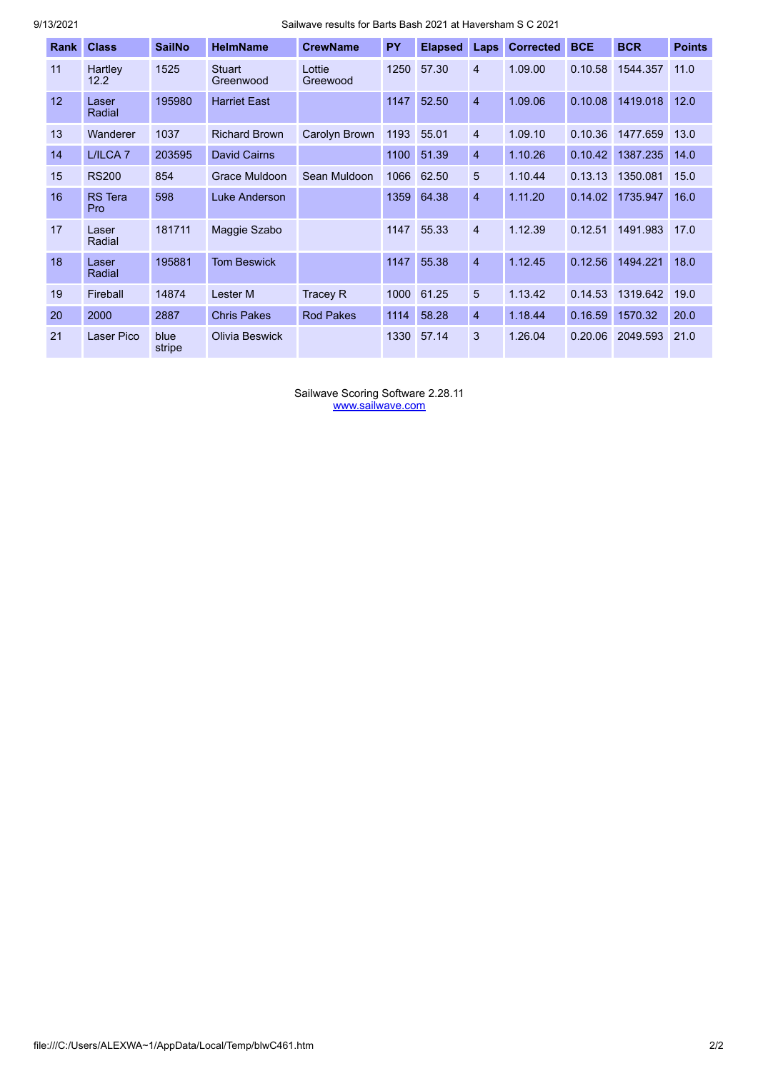| Rank | Class | SailNo | HelmName | CrewName | PY | Elapsed | Laps | Corrected | BCE | BCR | Points |
|---|---|---|---|---|---|---|---|---|---|---|---|
| 11 | Hartley 12.2 | 1525 | Stuart Greenwood | Lottie Greewood | 1250 | 57.30 | 4 | 1.09.00 | 0.10.58 | 1544.357 | 11.0 |
| 12 | Laser Radial | 195980 | Harriet East | | 1147 | 52.50 | 4 | 1.09.06 | 0.10.08 | 1419.018 | 12.0 |
| 13 | Wanderer | 1037 | Richard Brown | Carolyn Brown | 1193 | 55.01 | 4 | 1.09.10 | 0.10.36 | 1477.659 | 13.0 |
| 14 | L/ILCA 7 | 203595 | David Cairns | | 1100 | 51.39 | 4 | 1.10.26 | 0.10.42 | 1387.235 | 14.0 |
| 15 | RS200 | 854 | Grace Muldoon | Sean Muldoon | 1066 | 62.50 | 5 | 1.10.44 | 0.13.13 | 1350.081 | 15.0 |
| 16 | RS Tera Pro | 598 | Luke Anderson | | 1359 | 64.38 | 4 | 1.11.20 | 0.14.02 | 1735.947 | 16.0 |
| 17 | Laser Radial | 181711 | Maggie Szabo | | 1147 | 55.33 | 4 | 1.12.39 | 0.12.51 | 1491.983 | 17.0 |
| 18 | Laser Radial | 195881 | Tom Beswick | | 1147 | 55.38 | 4 | 1.12.45 | 0.12.56 | 1494.221 | 18.0 |
| 19 | Fireball | 14874 | Lester M | Tracey R | 1000 | 61.25 | 5 | 1.13.42 | 0.14.53 | 1319.642 | 19.0 |
| 20 | 2000 | 2887 | Chris Pakes | Rod Pakes | 1114 | 58.28 | 4 | 1.18.44 | 0.16.59 | 1570.32 | 20.0 |
| 21 | Laser Pico | blue stripe | Olivia Beswick | | 1330 | 57.14 | 3 | 1.26.04 | 0.20.06 | 2049.593 | 21.0 |

Sailwave Scoring Software 2.28.11
www.sailwave.com